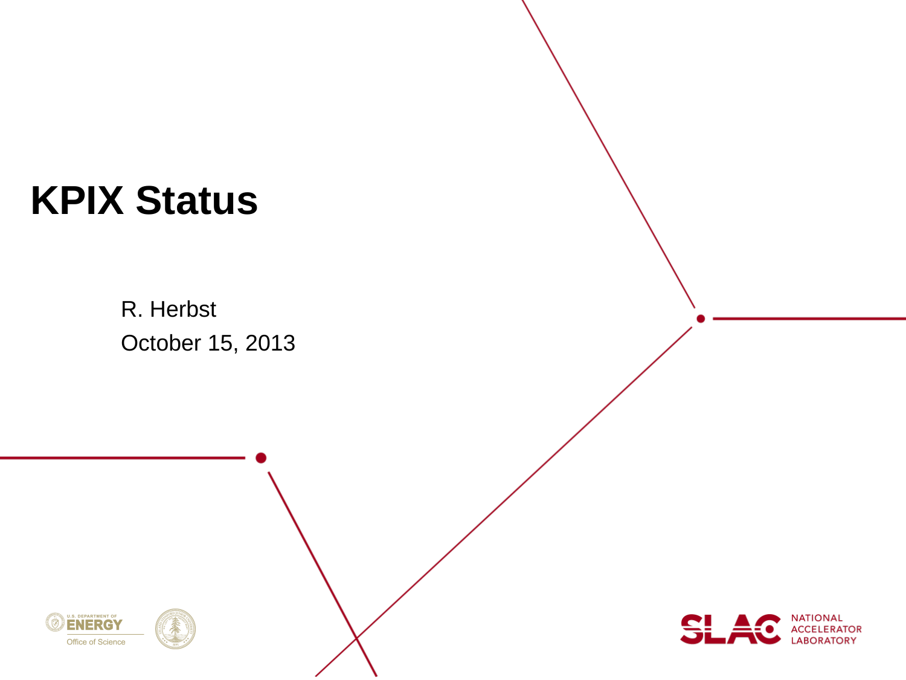# KPIX Status

R. Herbst

October 15, 2013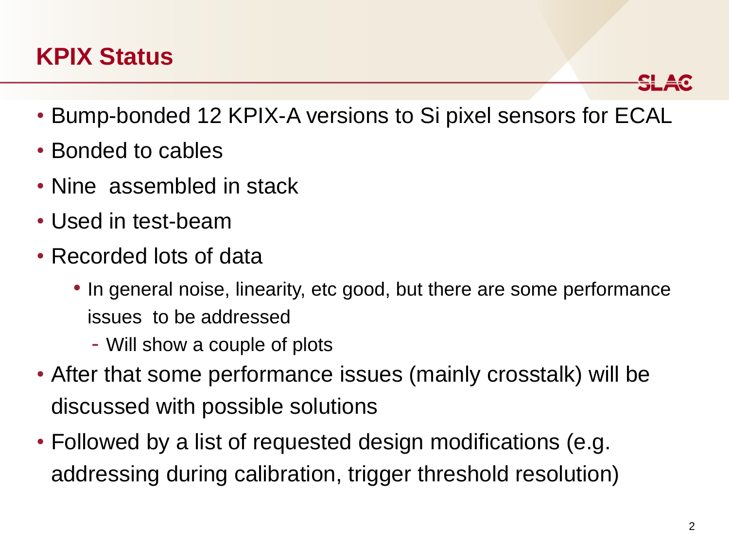# KPIX Status

- Bump-bonded 12 KPIX-A versions to Si pixel sensors for ECAL
- Bonded to cables
- Nine assembled in stack
- Used in test-beam
- Recorded lots of data
  - In general noise, linearity, etc good, but there are some performance issues to be addressed
    - Will show a couple of plots
- After that some performance issues (mainly crosstalk) will be discussed with possible solutions
- Followed by a list of requested design modifications (e.g. addressing during calibration, trigger threshold resolution)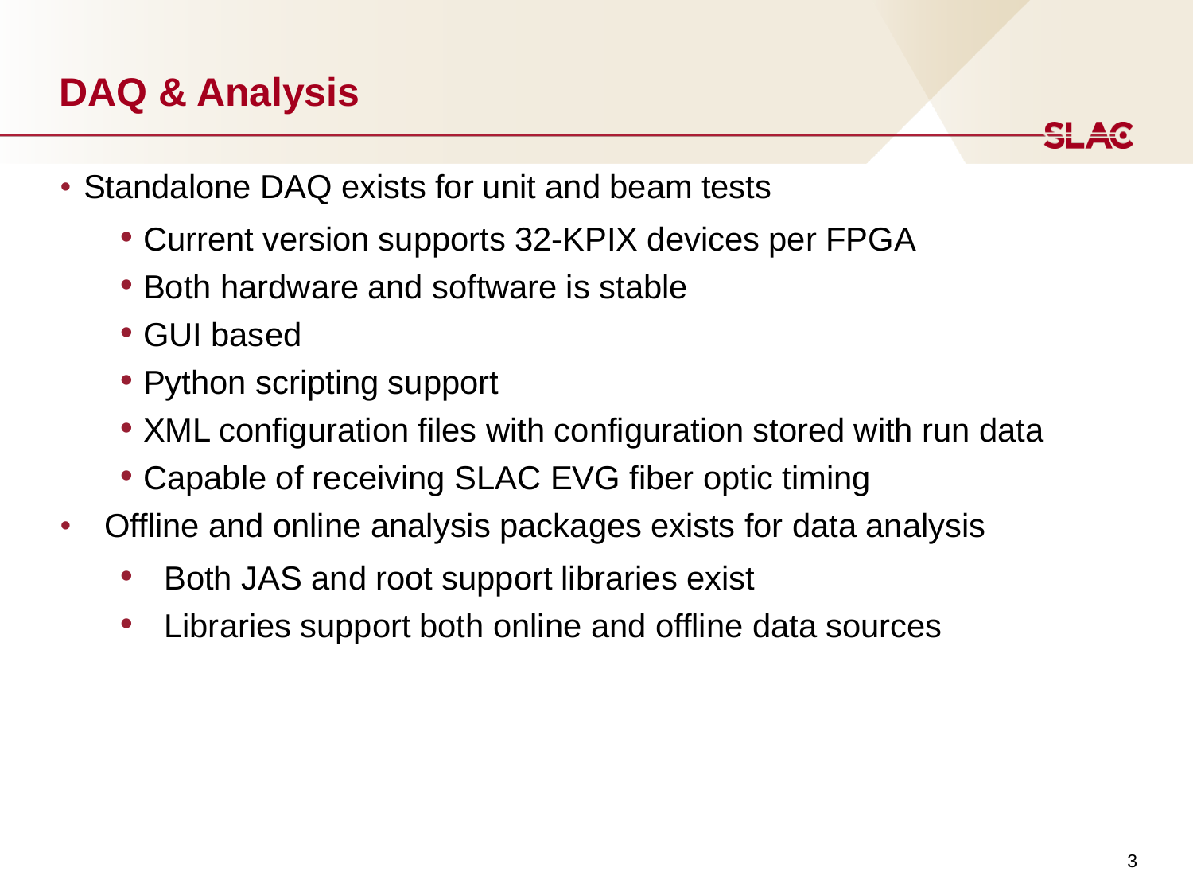# DAQ & Analysis

- Standalone DAQ exists for unit and beam tests
  - Current version supports 32-KPIX devices per FPGA
  - Both hardware and software is stable
  - GUI based
  - Python scripting support
  - XML configuration files with configuration stored with run data
  - Capable of receiving SLAC EVG fiber optic timing
- Offline and online analysis packages exists for data analysis
  - Both JAS and root support libraries exist
  - Libraries support both online and offline data sources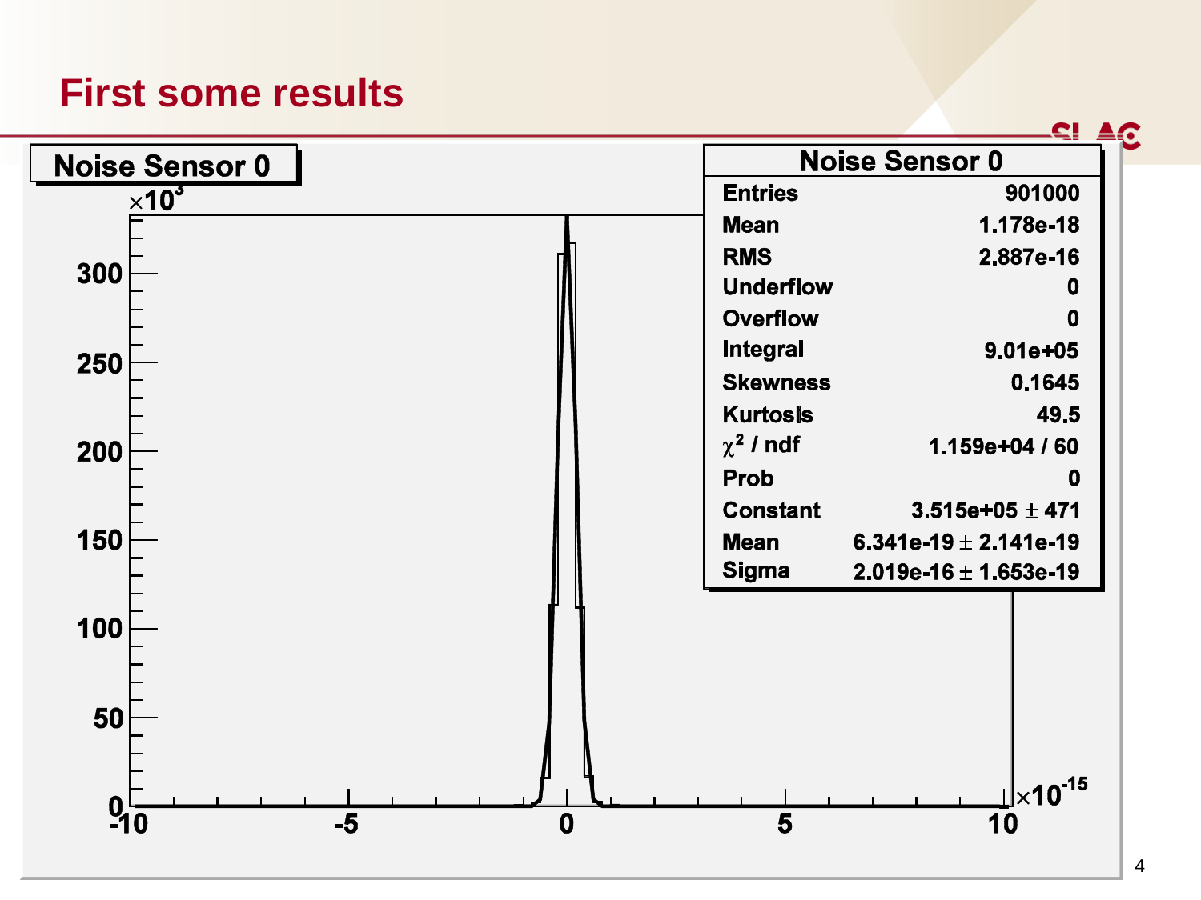# First some results

Noise Sensor 0

| Noise Sensor 0 | |
|---|---|
| Entries | 901000 |
| Mean | 1.178e-18 |
| RMS | 2.887e-16 |
| Underflow | 0 |
| Overflow | 0 |
| Integral | 9.01e+05 |
| Skewness | 0.1645 |
| Kurtosis | 49.5 |
| $\chi^2$ / ndf | 1.159e+04 / 60 |
| Prob | 0 |
| Constant | 3.515e+05 ± 471 |
| Mean | 6.341e-19 ± 2.141e-19 |
| Sigma | 2.019e-16 ± 1.653e-19 |

$\times 10^3$

300, 250, 200, 150, 100, 50, 0

-10, -5, 0, 5, 10 $\times 10^{-15}$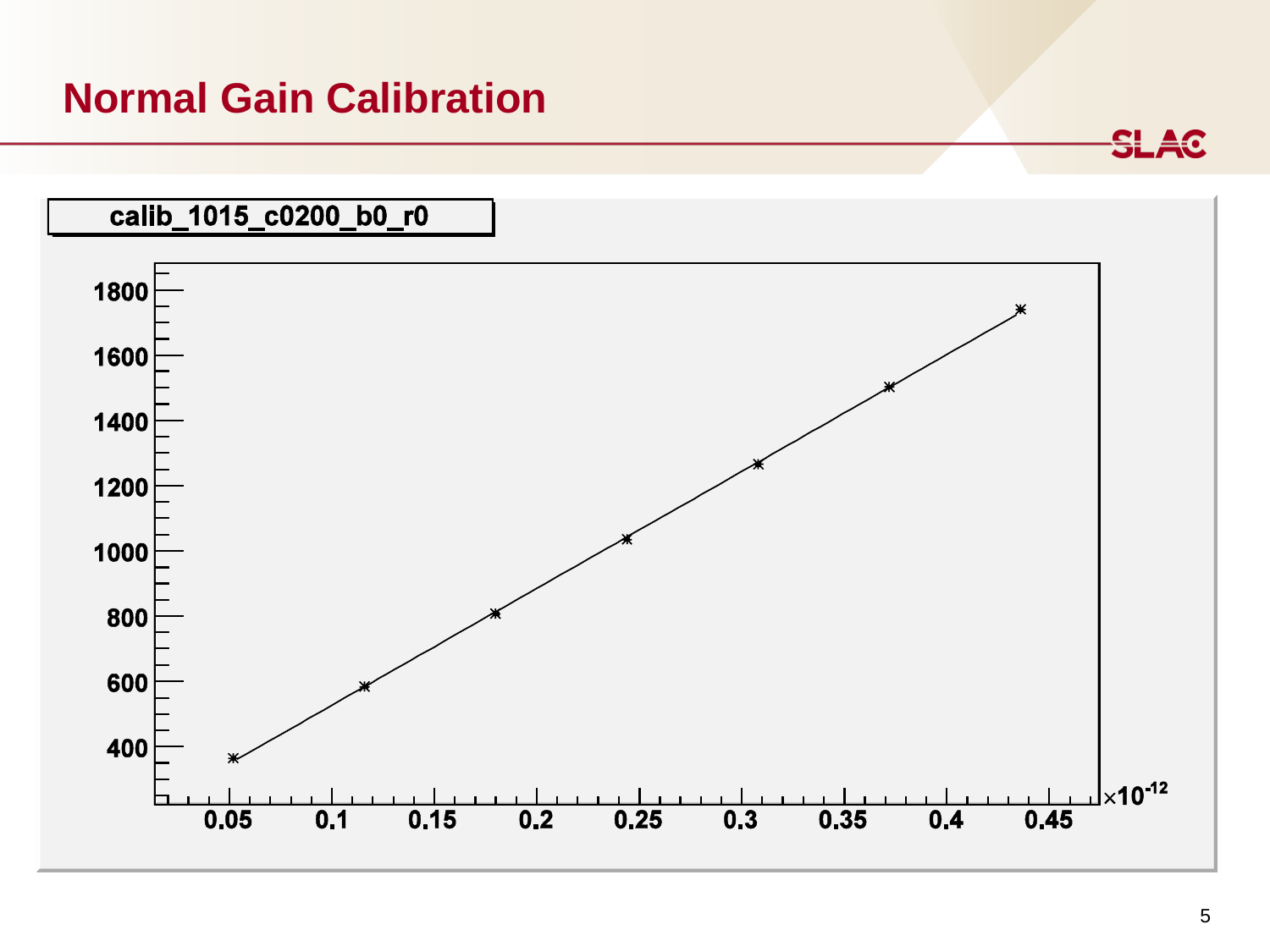# Normal Gain Calibration

calib_1015_c0200_b0_r0

| x ($\times 10^{-12}$) | y |
|---|---|
| 0.05 | ~360 |
| 0.12 | ~580 |
| 0.18 | ~810 |
| 0.24 | ~1040 |
| 0.31 | ~1265 |
| 0.37 | ~1500 |
| 0.44 | ~1740 |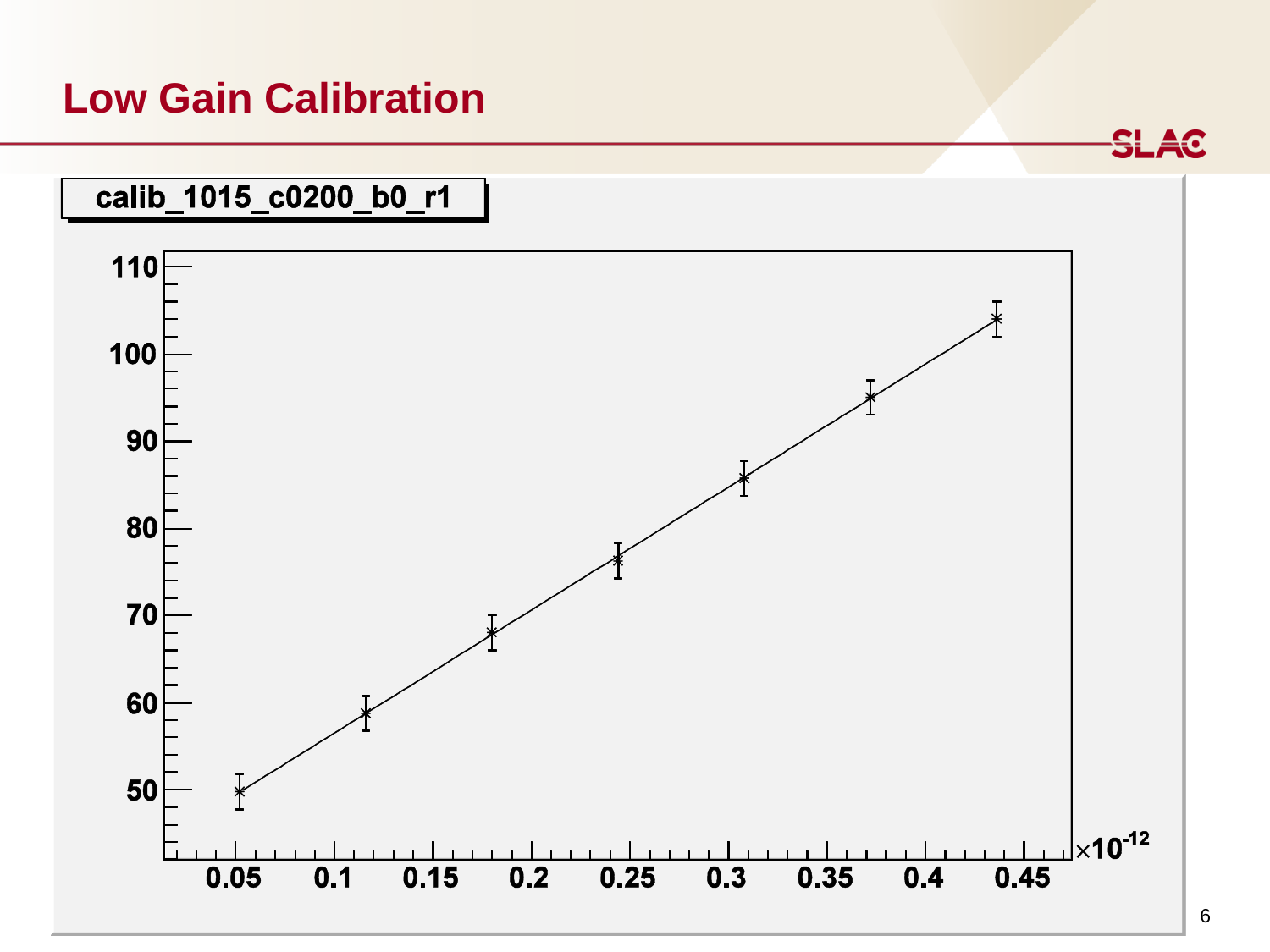# Low Gain Calibration

calib_1015_c0200_b0_r1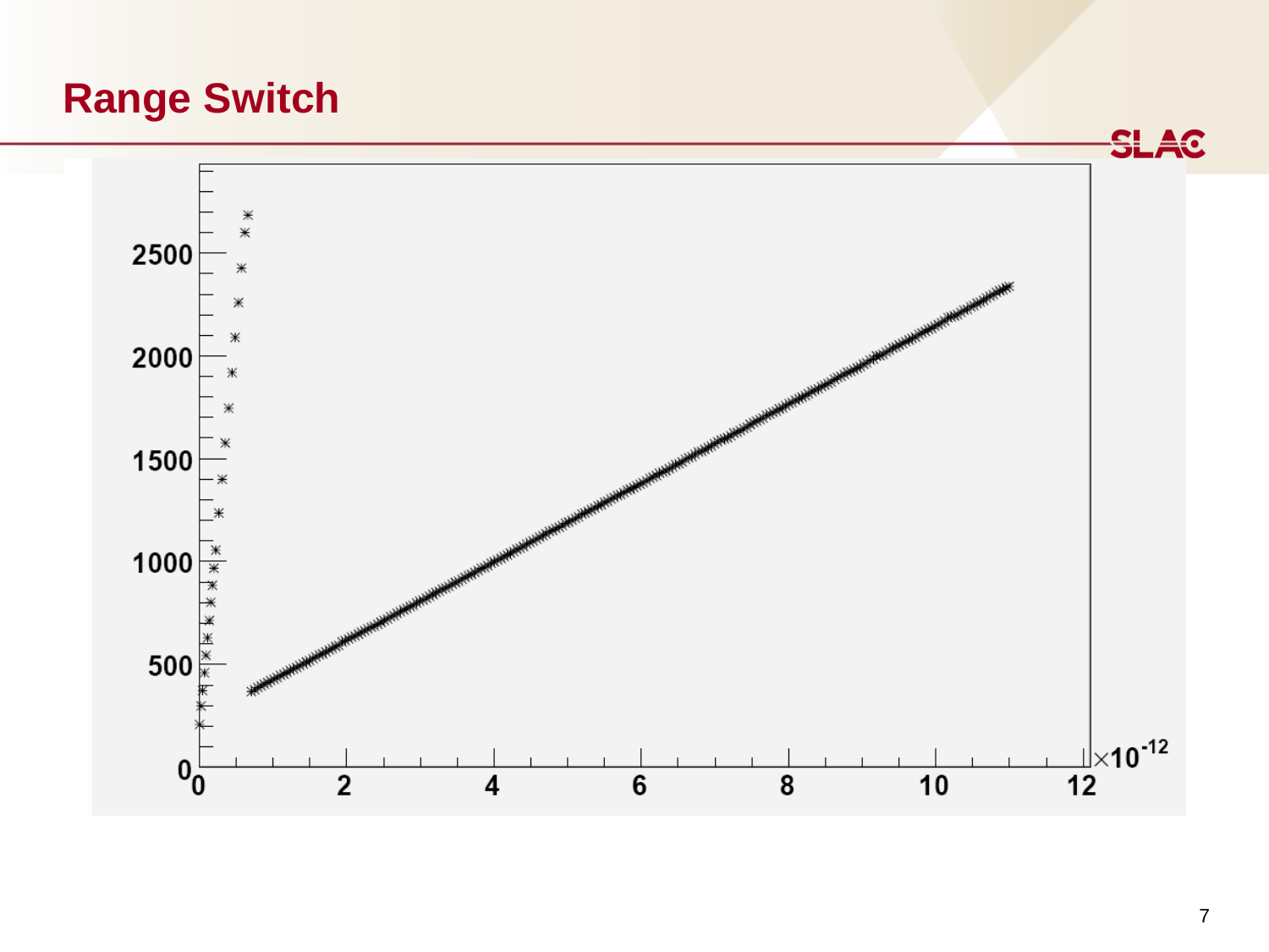# Range Switch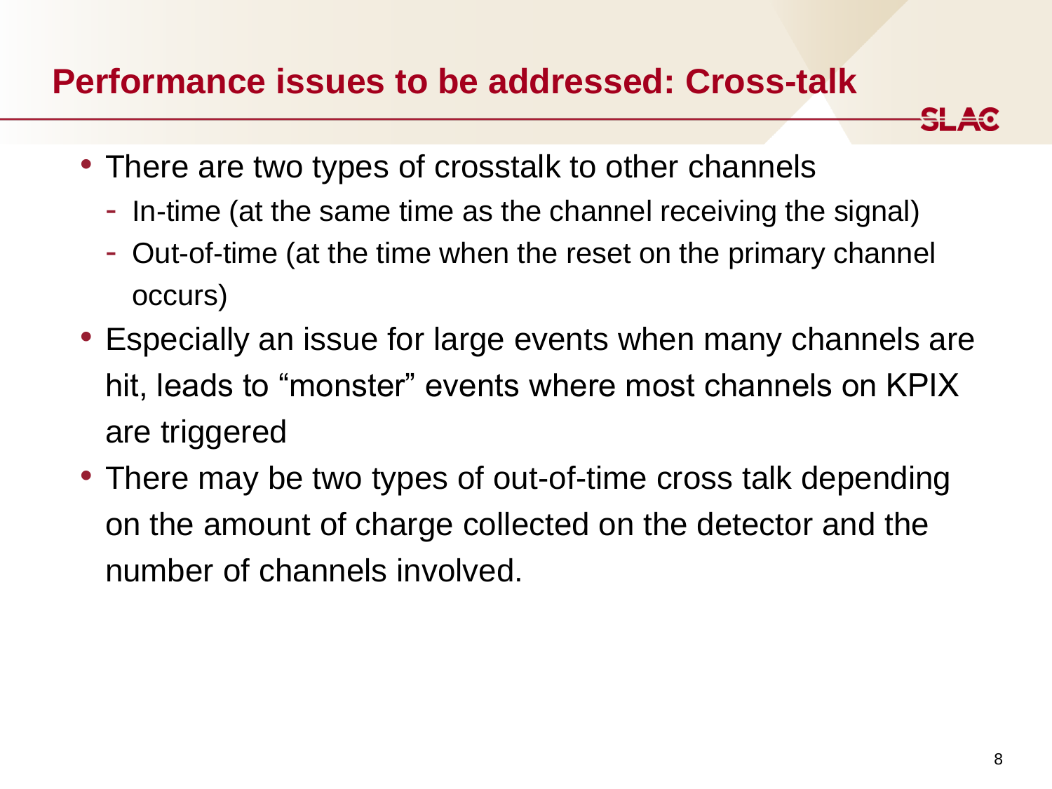# Performance issues to be addressed: Cross-talk

- There are two types of crosstalk to other channels
  - In-time (at the same time as the channel receiving the signal)
  - Out-of-time (at the time when the reset on the primary channel occurs)
- Especially an issue for large events when many channels are hit, leads to "monster" events where most channels on KPIX are triggered
- There may be two types of out-of-time cross talk depending on the amount of charge collected on the detector and the number of channels involved.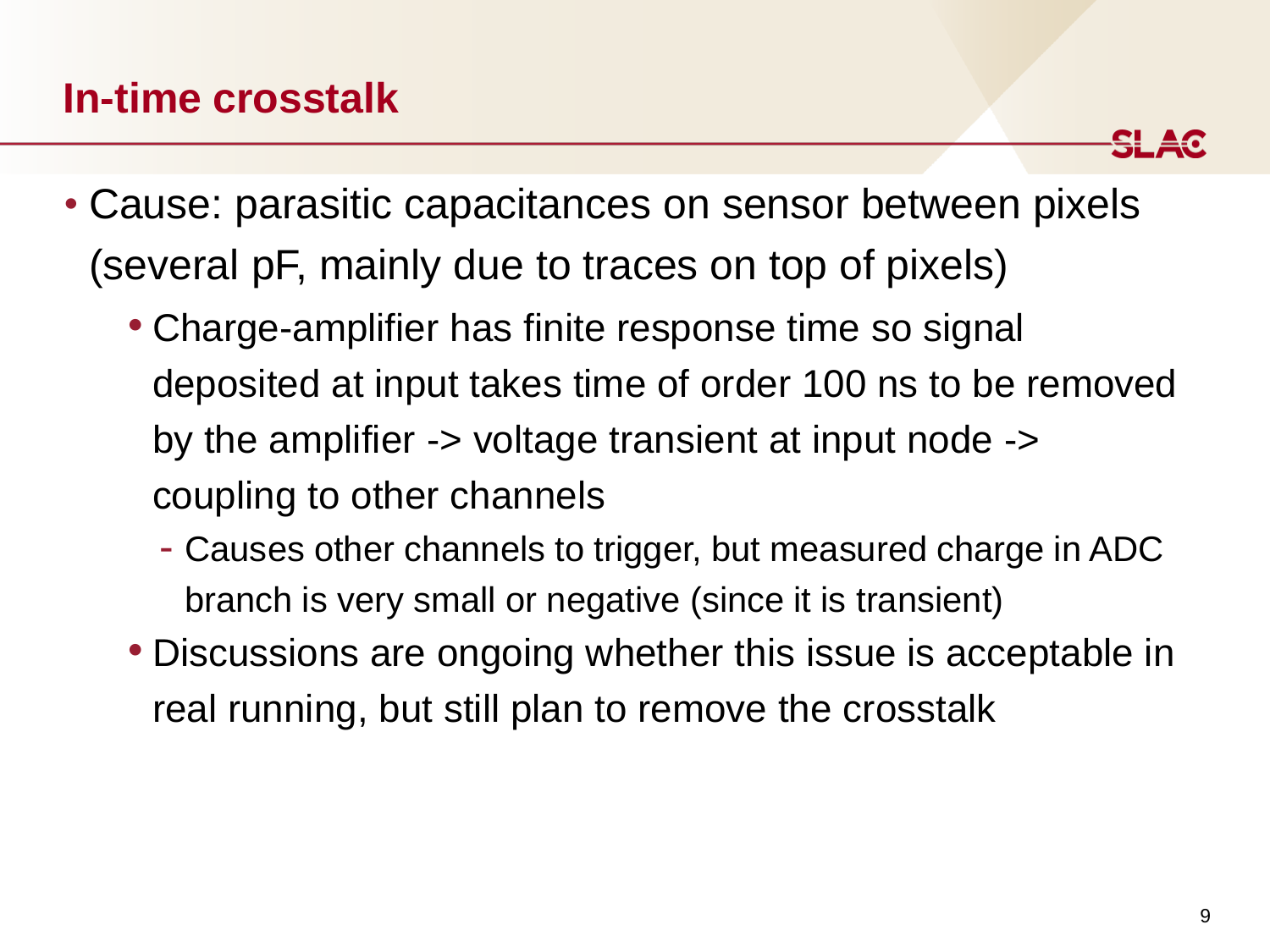# In-time crosstalk

- Cause: parasitic capacitances on sensor between pixels (several pF, mainly due to traces on top of pixels)
  - Charge-amplifier has finite response time so signal deposited at input takes time of order 100 ns to be removed by the amplifier -> voltage transient at input node -> coupling to other channels
    - Causes other channels to trigger, but measured charge in ADC branch is very small or negative (since it is transient)
  - Discussions are ongoing whether this issue is acceptable in real running, but still plan to remove the crosstalk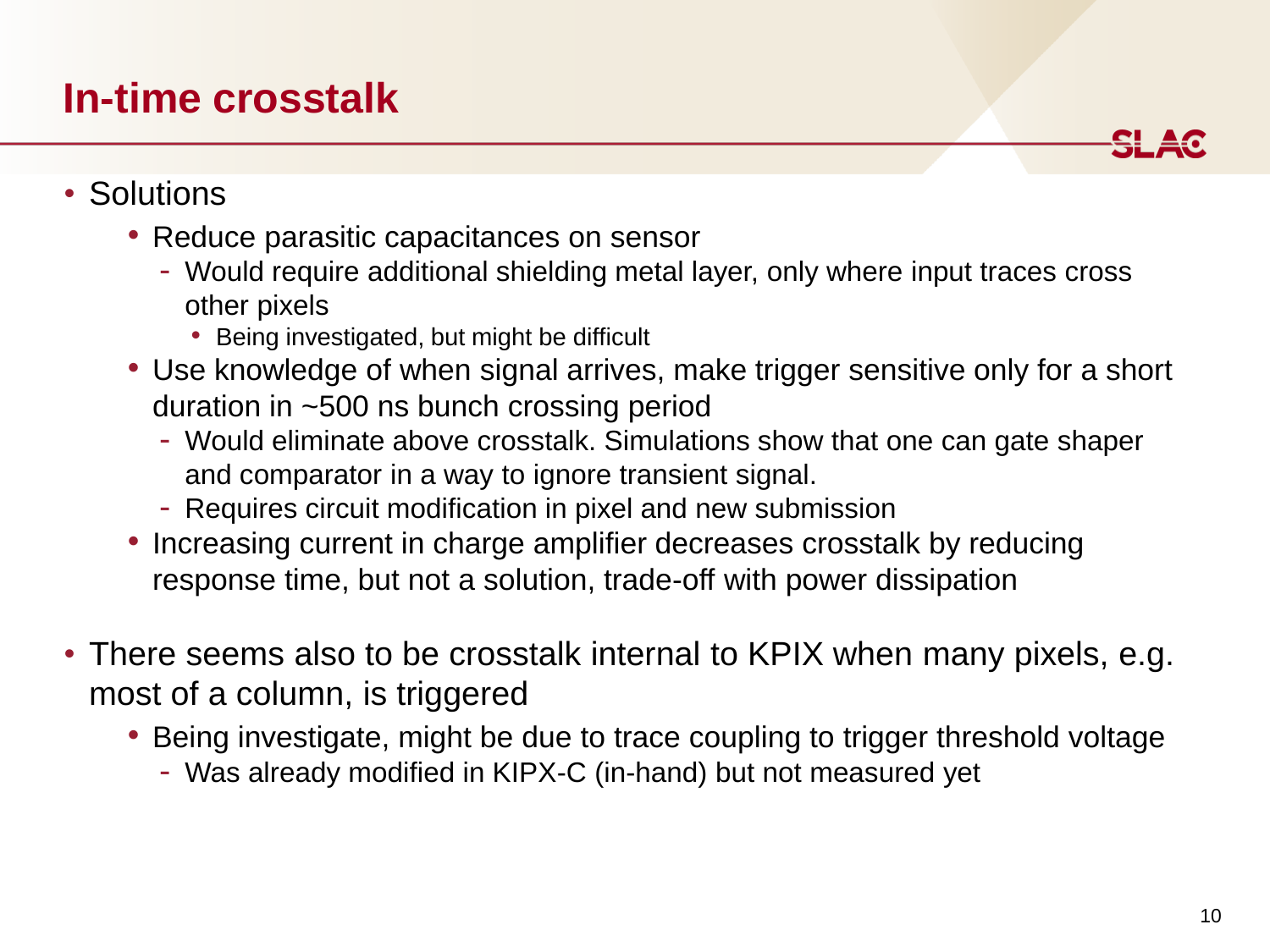# In-time crosstalk

- Solutions
  - Reduce parasitic capacitances on sensor
    - Would require additional shielding metal layer, only where input traces cross other pixels
      - Being investigated, but might be difficult
  - Use knowledge of when signal arrives, make trigger sensitive only for a short duration in ~500 ns bunch crossing period
    - Would eliminate above crosstalk. Simulations show that one can gate shaper and comparator in a way to ignore transient signal.
    - Requires circuit modification in pixel and new submission
  - Increasing current in charge amplifier decreases crosstalk by reducing response time, but not a solution, trade-off with power dissipation

- There seems also to be crosstalk internal to KPIX when many pixels, e.g. most of a column, is triggered
  - Being investigate, might be due to trace coupling to trigger threshold voltage
    - Was already modified in KIPX-C (in-hand) but not measured yet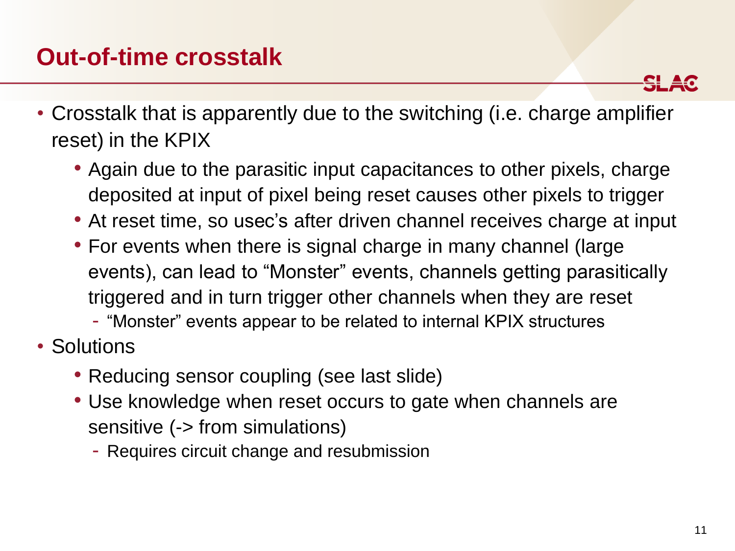# Out-of-time crosstalk

- Crosstalk that is apparently due to the switching (i.e. charge amplifier reset) in the KPIX
  - Again due to the parasitic input capacitances to other pixels, charge deposited at input of pixel being reset causes other pixels to trigger
  - At reset time, so usec's after driven channel receives charge at input
  - For events when there is signal charge in many channel (large events), can lead to "Monster" events, channels getting parasitically triggered and in turn trigger other channels when they are reset
    - "Monster" events appear to be related to internal KPIX structures
- Solutions
  - Reducing sensor coupling (see last slide)
  - Use knowledge when reset occurs to gate when channels are sensitive (-> from simulations)
    - Requires circuit change and resubmission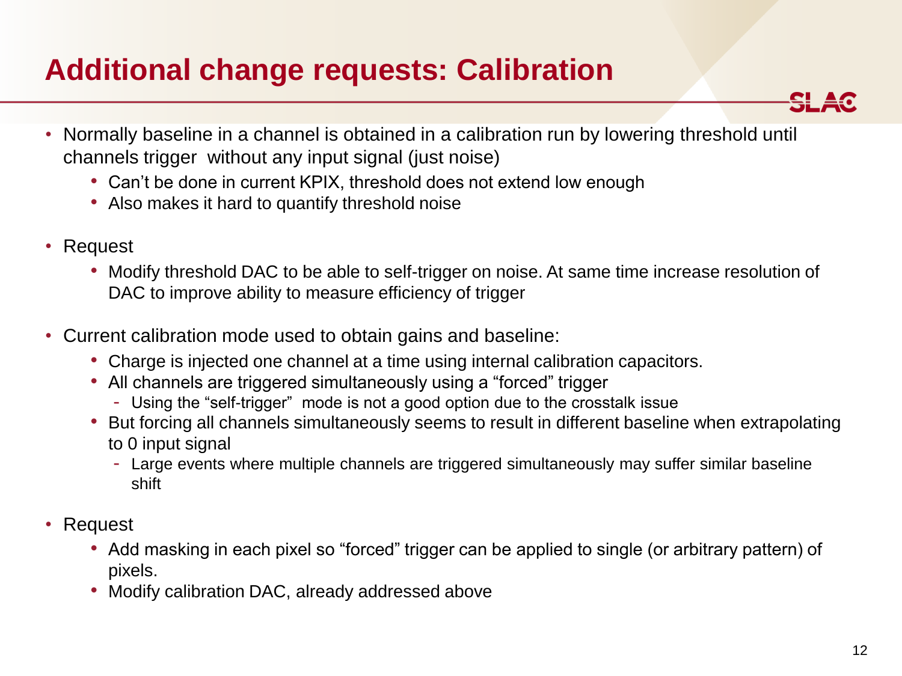# Additional change requests: Calibration

- Normally baseline in a channel is obtained in a calibration run by lowering threshold until channels trigger without any input signal (just noise)
  - Can't be done in current KPIX, threshold does not extend low enough
  - Also makes it hard to quantify threshold noise

- Request
  - Modify threshold DAC to be able to self-trigger on noise. At same time increase resolution of DAC to improve ability to measure efficiency of trigger

- Current calibration mode used to obtain gains and baseline:
  - Charge is injected one channel at a time using internal calibration capacitors.
  - All channels are triggered simultaneously using a "forced" trigger
    - Using the "self-trigger" mode is not a good option due to the crosstalk issue
  - But forcing all channels simultaneously seems to result in different baseline when extrapolating to 0 input signal
    - Large events where multiple channels are triggered simultaneously may suffer similar baseline shift

- Request
  - Add masking in each pixel so "forced" trigger can be applied to single (or arbitrary pattern) of pixels.
  - Modify calibration DAC, already addressed above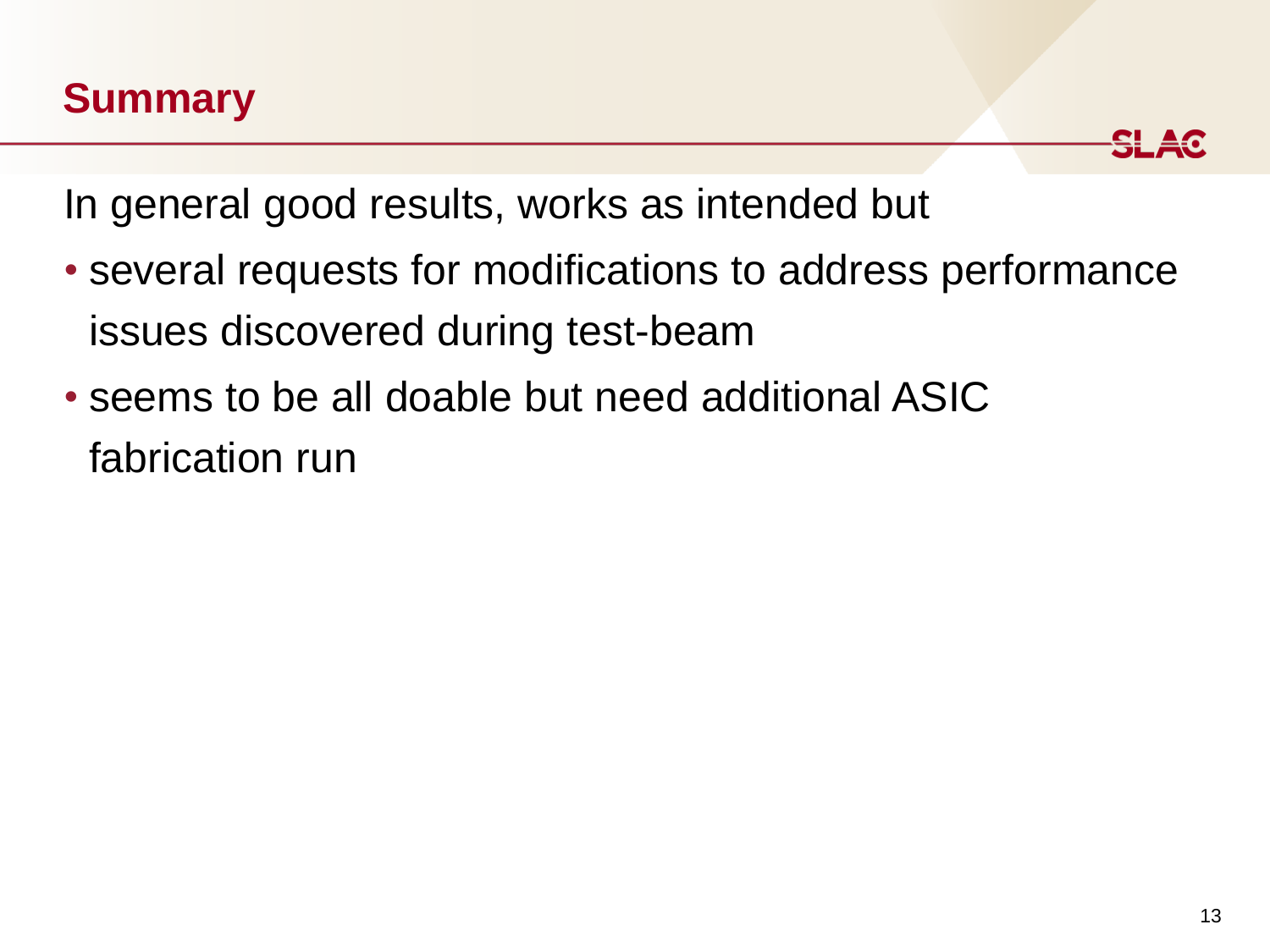# Summary

In general good results, works as intended but

- several requests for modifications to address performance issues discovered during test-beam
- seems to be all doable but need additional ASIC fabrication run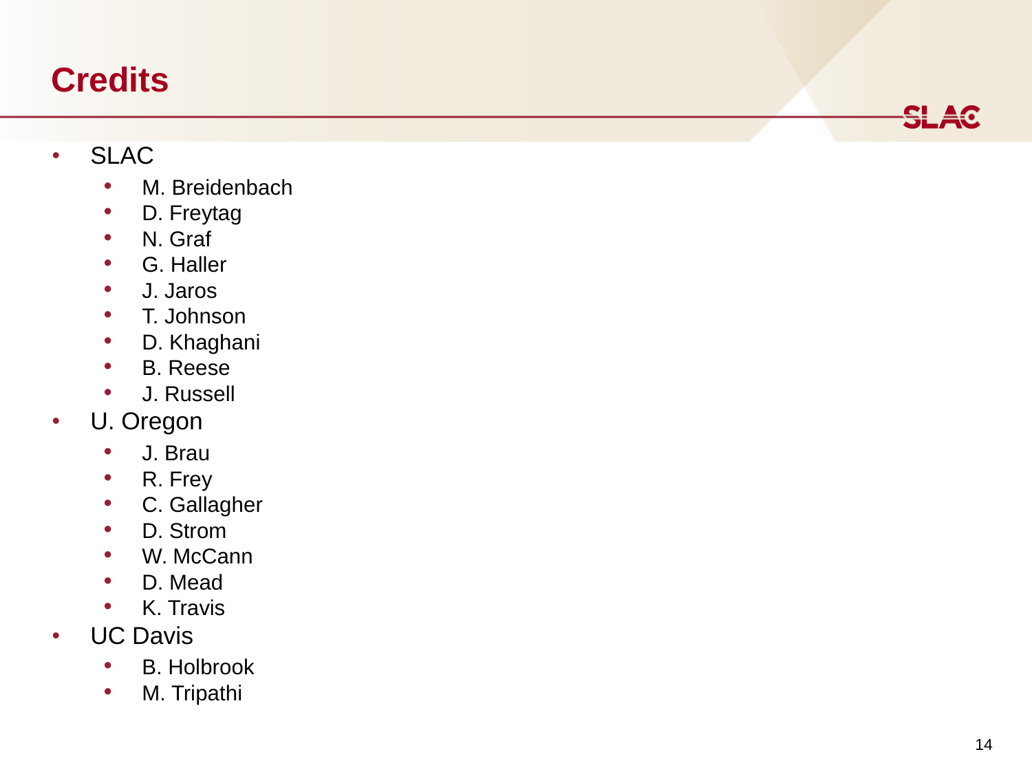# Credits

- SLAC
  - M. Breidenbach
  - D. Freytag
  - N. Graf
  - G. Haller
  - J. Jaros
  - T. Johnson
  - D. Khaghani
  - B. Reese
  - J. Russell
- U. Oregon
  - J. Brau
  - R. Frey
  - C. Gallagher
  - D. Strom
  - W. McCann
  - D. Mead
  - K. Travis
- UC Davis
  - B. Holbrook
  - M. Tripathi